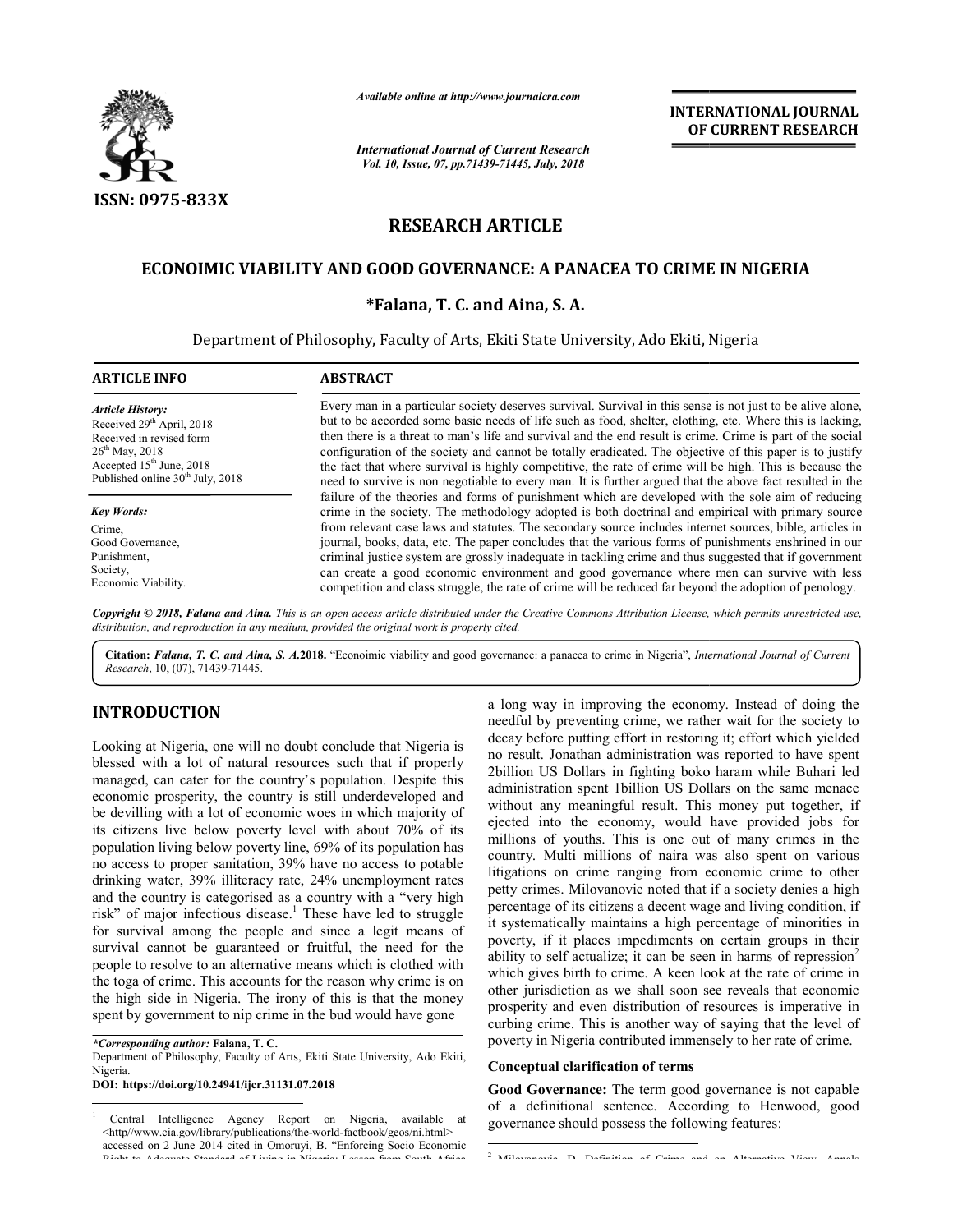*Available online at http://www.journalcra.com*

*International Journal of Current Research*
*Vol. 10, Issue, 07, pp.71439-71445, July, 2018*

**INTERNATIONAL JOURNAL OF CURRENT RESEARCH**

ISSN: 0975-833X

# RESEARCH ARTICLE

## ECONOIMIC VIABILITY AND GOOD GOVERNANCE: A PANACEA TO CRIME IN NIGERIA

**\*Falana, T. C. and Aina, S. A.**

Department of Philosophy, Faculty of Arts, Ekiti State University, Ado Ekiti, Nigeria

### ARTICLE INFO

*Article History:*
Received 29th April, 2018
Received in revised form 26th May, 2018
Accepted 15th June, 2018
Published online 30th July, 2018

*Key Words:*
Crime,
Good Governance,
Punishment,
Society,
Economic Viability.

### ABSTRACT

Every man in a particular society deserves survival. Survival in this sense is not just to be alive alone, but to be accorded some basic needs of life such as food, shelter, clothing, etc. Where this is lacking, then there is a threat to man's life and survival and the end result is crime. Crime is part of the social configuration of the society and cannot be totally eradicated. The objective of this paper is to justify the fact that where survival is highly competitive, the rate of crime will be high. This is because the need to survive is non negotiable to every man. It is further argued that the above fact resulted in the failure of the theories and forms of punishment which are developed with the sole aim of reducing crime in the society. The methodology adopted is both doctrinal and empirical with primary source from relevant case laws and statutes. The secondary source includes internet sources, bible, articles in journal, books, data, etc. The paper concludes that the various forms of punishments enshrined in our criminal justice system are grossly inadequate in tackling crime and thus suggested that if government can create a good economic environment and good governance where men can survive with less competition and class struggle, the rate of crime will be reduced far beyond the adoption of penology.

*Copyright © 2018, Falana and Aina. This is an open access article distributed under the Creative Commons Attribution License, which permits unrestricted use, distribution, and reproduction in any medium, provided the original work is properly cited.*

**Citation:** *Falana, T. C. and Aina, S. A.* **2018.** "Econoimic viability and good governance: a panacea to crime in Nigeria", *International Journal of Current Research*, 10, (07), 71439-71445.

## INTRODUCTION

Looking at Nigeria, one will no doubt conclude that Nigeria is blessed with a lot of natural resources such that if properly managed, can cater for the country's population. Despite this economic prosperity, the country is still underdeveloped and be devilling with a lot of economic woes in which majority of its citizens live below poverty level with about 70% of its population living below poverty line, 69% of its population has no access to proper sanitation, 39% have no access to potable drinking water, 39% illiteracy rate, 24% unemployment rates and the country is categorised as a country with a "very high risk" of major infectious disease.[1] These have led to struggle for survival among the people and since a legit means of survival cannot be guaranteed or fruitful, the need for the people to resolve to an alternative means which is clothed with the toga of crime. This accounts for the reason why crime is on the high side in Nigeria. The irony of this is that the money spent by government to nip crime in the bud would have gone a long way in improving the economy. Instead of doing the needful by preventing crime, we rather wait for the society to decay before putting effort in restoring it; effort which yielded no result. Jonathan administration was reported to have spent 2billion US Dollars in fighting boko haram while Buhari led administration spent 1billion US Dollars on the same menace without any meaningful result. This money put together, if ejected into the economy, would have provided jobs for millions of youths. This is one out of many crimes in the country. Multi millions of naira was also spent on various litigations on crime ranging from economic crime to other petty crimes. Milovanovic noted that if a society denies a high percentage of its citizens a decent wage and living condition, if it systematically maintains a high percentage of minorities in poverty, if it places impediments on certain groups in their ability to self actualize; it can be seen in harms of repression[2] which gives birth to crime. A keen look at the rate of crime in other jurisdiction as we shall soon see reveals that economic prosperity and even distribution of resources is imperative in curbing crime. This is another way of saying that the level of poverty in Nigeria contributed immensely to her rate of crime.

### Conceptual clarification of terms

**Good Governance:** The term good governance is not capable of a definitional sentence. According to Henwood, good governance should possess the following features:

---

*\*Corresponding author:* **Falana, T. C.**
Department of Philosophy, Faculty of Arts, Ekiti State University, Ado Ekiti, Nigeria.
**DOI: https://doi.org/10.24941/ijcr.31131.07.2018**

[1] Central Intelligence Agency Report on Nigeria, available at <http//www.cia.gov/library/publications/the-world-factbook/geos/ni.html> accessed on 2 June 2014 cited in Omoruyi, B. "Enforcing Socio Economic Right to Adequate Standard of Living in Nigeria: Lesson from South Africa

[2] Milovanovic, D. Definition of Crime and an Alternative View. Annals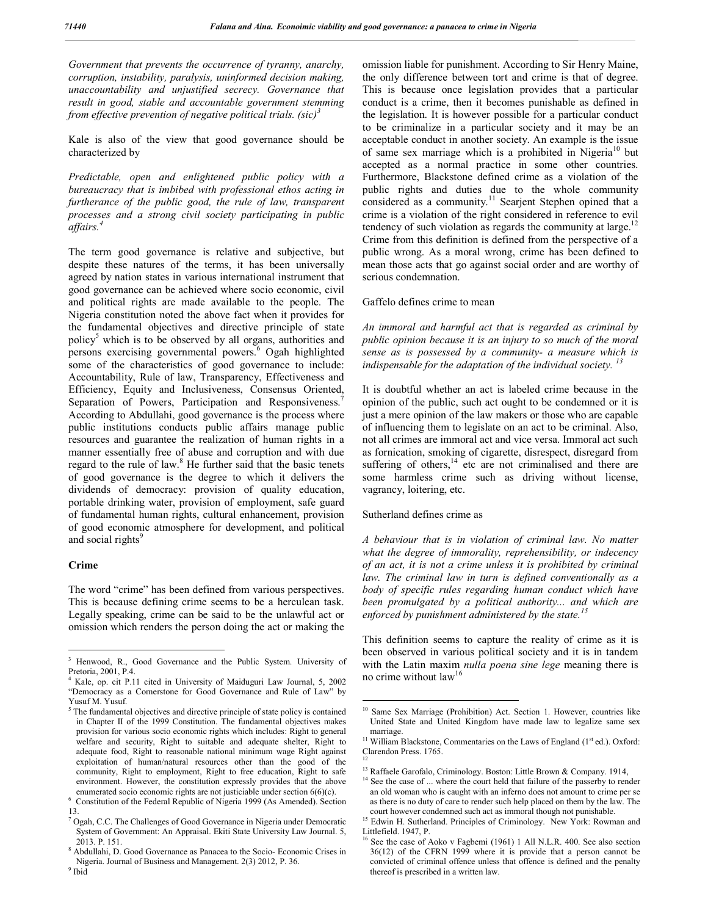*Government that prevents the occurrence of tyranny, anarchy, corruption, instability, paralysis, uninformed decision making, unaccountability and unjustified secrecy. Governance that result in good, stable and accountable government stemming from effective prevention of negative political trials. (sic)*[3]

Kale is also of the view that good governance should be characterized by

*Predictable, open and enlightened public policy with a bureaucracy that is imbibed with professional ethos acting in furtherance of the public good, the rule of law, transparent processes and a strong civil society participating in public affairs.*[4]

The term good governance is relative and subjective, but despite these natures of the terms, it has been universally agreed by nation states in various international instrument that good governance can be achieved where socio economic, civil and political rights are made available to the people. The Nigeria constitution noted the above fact when it provides for the fundamental objectives and directive principle of state policy[5] which is to be observed by all organs, authorities and persons exercising governmental powers.[6] Ogah highlighted some of the characteristics of good governance to include: Accountability, Rule of law, Transparency, Effectiveness and Efficiency, Equity and Inclusiveness, Consensus Oriented, Separation of Powers, Participation and Responsiveness.[7] According to Abdullahi, good governance is the process where public institutions conducts public affairs manage public resources and guarantee the realization of human rights in a manner essentially free of abuse and corruption and with due regard to the rule of law.[8] He further said that the basic tenets of good governance is the degree to which it delivers the dividends of democracy: provision of quality education, portable drinking water, provision of employment, safe guard of fundamental human rights, cultural enhancement, provision of good economic atmosphere for development, and political and social rights[9]

## Crime

The word "crime" has been defined from various perspectives. This is because defining crime seems to be a herculean task. Legally speaking, crime can be said to be the unlawful act or omission which renders the person doing the act or making the omission liable for punishment. According to Sir Henry Maine, the only difference between tort and crime is that of degree. This is because once legislation provides that a particular conduct is a crime, then it becomes punishable as defined in the legislation. It is however possible for a particular conduct to be criminalize in a particular society and it may be an acceptable conduct in another society. An example is the issue of same sex marriage which is a prohibited in Nigeria[10] but accepted as a normal practice in some other countries. Furthermore, Blackstone defined crime as a violation of the public rights and duties due to the whole community considered as a community.[11] Searjent Stephen opined that a crime is a violation of the right considered in reference to evil tendency of such violation as regards the community at large.[12] Crime from this definition is defined from the perspective of a public wrong. As a moral wrong, crime has been defined to mean those acts that go against social order and are worthy of serious condemnation.

Gaffelo defines crime to mean

*An immoral and harmful act that is regarded as criminal by public opinion because it is an injury to so much of the moral sense as is possessed by a community- a measure which is indispensable for the adaptation of the individual society.*[13]

It is doubtful whether an act is labeled crime because in the opinion of the public, such act ought to be condemned or it is just a mere opinion of the law makers or those who are capable of influencing them to legislate on an act to be criminal. Also, not all crimes are immoral act and vice versa. Immoral act such as fornication, smoking of cigarette, disrespect, disregard from suffering of others,[14] etc are not criminalised and there are some harmless crime such as driving without license, vagrancy, loitering, etc.

Sutherland defines crime as

*A behaviour that is in violation of criminal law. No matter what the degree of immorality, reprehensibility, or indecency of an act, it is not a crime unless it is prohibited by criminal law. The criminal law in turn is defined conventionally as a body of specific rules regarding human conduct which have been promulgated by a political authority... and which are enforced by punishment administered by the state.*[15]

This definition seems to capture the reality of crime as it is been observed in various political society and it is in tandem with the Latin maxim *nulla poena sine lege* meaning there is no crime without law[16]

---

[3] Henwood, R., Good Governance and the Public System. University of Pretoria, 2001, P.4.

[4] Kale, op. cit P.11 cited in University of Maiduguri Law Journal, 5, 2002 "Democracy as a Cornerstone for Good Governance and Rule of Law" by Yusuf M. Yusuf.

[5] The fundamental objectives and directive principle of state policy is contained in Chapter II of the 1999 Constitution. The fundamental objectives makes provision for various socio economic rights which includes: Right to general welfare and security, Right to suitable and adequate shelter, Right to adequate food, Right to reasonable national minimum wage Right against exploitation of human/natural resources other than the good of the community, Right to employment, Right to free education, Right to safe environment. However, the constitution expressly provides that the above enumerated socio economic rights are not justiciable under section 6(6)(c).

[6] Constitution of the Federal Republic of Nigeria 1999 (As Amended). Section 13.

[7] Ogah, C.C. The Challenges of Good Governance in Nigeria under Democratic System of Government: An Appraisal. Ekiti State University Law Journal. 5, 2013. P. 151.

[8] Abdullahi, D. Good Governance as Panacea to the Socio- Economic Crises in Nigeria. Journal of Business and Management. 2(3) 2012, P. 36.

[9] Ibid

[10] Same Sex Marriage (Prohibition) Act. Section 1. However, countries like United State and United Kingdom have made law to legalize same sex marriage.

[11] William Blackstone, Commentaries on the Laws of England (1st ed.). Oxford: Clarendon Press. 1765.

[12]

[13] Raffaele Garofalo, Criminology. Boston: Little Brown & Company. 1914,

[14] See the case of ... where the court held that failure of the passerby to render an old woman who is caught with an inferno does not amount to crime per se as there is no duty of care to render such help placed on them by the law. The court however condemned such act as immoral though not punishable.

[15] Edwin H. Sutherland. Principles of Criminology. New York: Rowman and Littlefield. 1947, P.

[16] See the case of Aoko v Fagbemi (1961) 1 All N.L.R. 400. See also section 36(12) of the CFRN 1999 where it is provide that a person cannot be convicted of criminal offence unless that offence is defined and the penalty thereof is prescribed in a written law.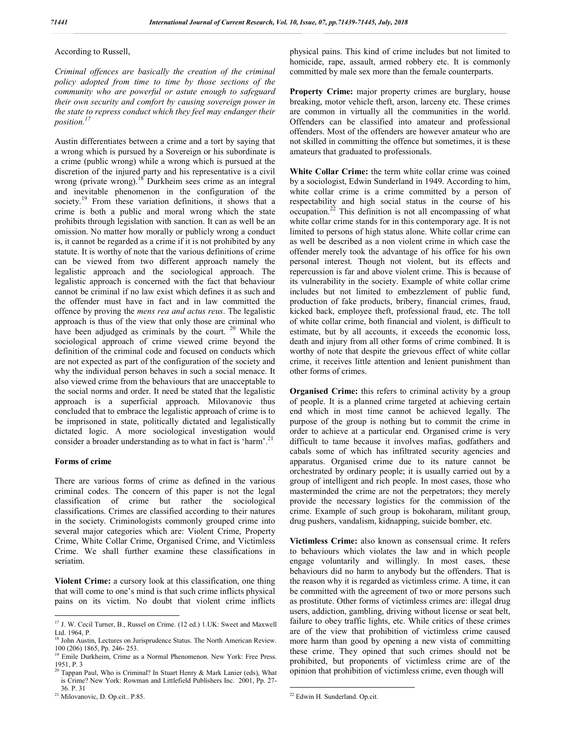According to Russell,

*Criminal offences are basically the creation of the criminal policy adopted from time to time by those sections of the community who are powerful or astute enough to safeguard their own security and comfort by causing sovereign power in the state to repress conduct which they feel may endanger their position.*[17]

Austin differentiates between a crime and a tort by saying that a wrong which is pursued by a Sovereign or his subordinate is a crime (public wrong) while a wrong which is pursued at the discretion of the injured party and his representative is a civil wrong (private wrong).[18] Durkheim sees crime as an integral and inevitable phenomenon in the configuration of the society.[19] From these variation definitions, it shows that a crime is both a public and moral wrong which the state prohibits through legislation with sanction. It can as well be an omission. No matter how morally or publicly wrong a conduct is, it cannot be regarded as a crime if it is not prohibited by any statute. It is worthy of note that the various definitions of crime can be viewed from two different approach namely the legalistic approach and the sociological approach. The legalistic approach is concerned with the fact that behaviour cannot be criminal if no law exist which defines it as such and the offender must have in fact and in law committed the offence by proving the *mens rea and actus reus*. The legalistic approach is thus of the view that only those are criminal who have been adjudged as criminals by the court. [20] While the sociological approach of crime viewed crime beyond the definition of the criminal code and focused on conducts which are not expected as part of the configuration of the society and why the individual person behaves in such a social menace. It also viewed crime from the behaviours that are unacceptable to the social norms and order. It need be stated that the legalistic approach is a superficial approach. Milovanovic thus concluded that to embrace the legalistic approach of crime is to be imprisoned in state, politically dictated and legalistically dictated logic. A more sociological investigation would consider a broader understanding as to what in fact is 'harm'.[21]

### Forms of crime

There are various forms of crime as defined in the various criminal codes. The concern of this paper is not the legal classification of crime but rather the sociological classifications. Crimes are classified according to their natures in the society. Criminologists commonly grouped crime into several major categories which are: Violent Crime, Property Crime, White Collar Crime, Organised Crime, and Victimless Crime. We shall further examine these classifications in seriatim.

**Violent Crime:** a cursory look at this classification, one thing that will come to one's mind is that such crime inflicts physical pains on its victim. No doubt that violent crime inflicts physical pains. This kind of crime includes but not limited to homicide, rape, assault, armed robbery etc. It is commonly committed by male sex more than the female counterparts.

**Property Crime:** major property crimes are burglary, house breaking, motor vehicle theft, arson, larceny etc. These crimes are common in virtually all the communities in the world. Offenders can be classified into amateur and professional offenders. Most of the offenders are however amateur who are not skilled in committing the offence but sometimes, it is these amateurs that graduated to professionals.

**White Collar Crime:** the term white collar crime was coined by a sociologist, Edwin Sunderland in 1949. According to him, white collar crime is a crime committed by a person of respectability and high social status in the course of his occupation.[22] This definition is not all encompassing of what white collar crime stands for in this contemporary age. It is not limited to persons of high status alone. White collar crime can as well be described as a non violent crime in which case the offender merely took the advantage of his office for his own personal interest. Though not violent, but its effects and repercussion is far and above violent crime. This is because of its vulnerability in the society. Example of white collar crime includes but not limited to embezzlement of public fund, production of fake products, bribery, financial crimes, fraud, kicked back, employee theft, professional fraud, etc. The toll of white collar crime, both financial and violent, is difficult to estimate, but by all accounts, it exceeds the economic loss, death and injury from all other forms of crime combined. It is worthy of note that despite the grievous effect of white collar crime, it receives little attention and lenient punishment than other forms of crimes.

**Organised Crime:** this refers to criminal activity by a group of people. It is a planned crime targeted at achieving certain end which in most time cannot be achieved legally. The purpose of the group is nothing but to commit the crime in order to achieve at a particular end. Organised crime is very difficult to tame because it involves mafias, godfathers and cabals some of which has infiltrated security agencies and apparatus. Organised crime due to its nature cannot be orchestrated by ordinary people; it is usually carried out by a group of intelligent and rich people. In most cases, those who masterminded the crime are not the perpetrators; they merely provide the necessary logistics for the commission of the crime. Example of such group is bokoharam, militant group, drug pushers, vandalism, kidnapping, suicide bomber, etc.

**Victimless Crime:** also known as consensual crime. It refers to behaviours which violates the law and in which people engage voluntarily and willingly. In most cases, these behaviours did no harm to anybody but the offenders. That is the reason why it is regarded as victimless crime. A time, it can be committed with the agreement of two or more persons such as prostitute. Other forms of victimless crimes are: illegal drug users, addiction, gambling, driving without license or seat belt, failure to obey traffic lights, etc. While critics of these crimes are of the view that prohibition of victimless crime caused more harm than good by opening a new vista of committing these crime. They opined that such crimes should not be prohibited, but proponents of victimless crime are of the opinion that prohibition of victimless crime, even though will

---

[17] J. W. Cecil Turner, B., Russel on Crime. (12 ed.) 1.UK: Sweet and Maxwell Ltd. 1964, P.

[18] John Austin, Lectures on Jurisprudence Status. The North American Review. 100 (206) 1865, Pp. 246- 253.

[19] Emile Durkheim, Crime as a Normal Phenomenon. New York: Free Press. 1951, P. 3

[20] Tappan Paul, Who is Criminal? In Stuart Henry & Mark Lanier (eds), What is Crime? New York: Rowman and Littlefield Publishers Inc. 2001, Pp. 27-36. P. 31

[21] Milovanovic, D. Op.cit.. P.85.

[22] Edwin H. Sunderland. Op.cit.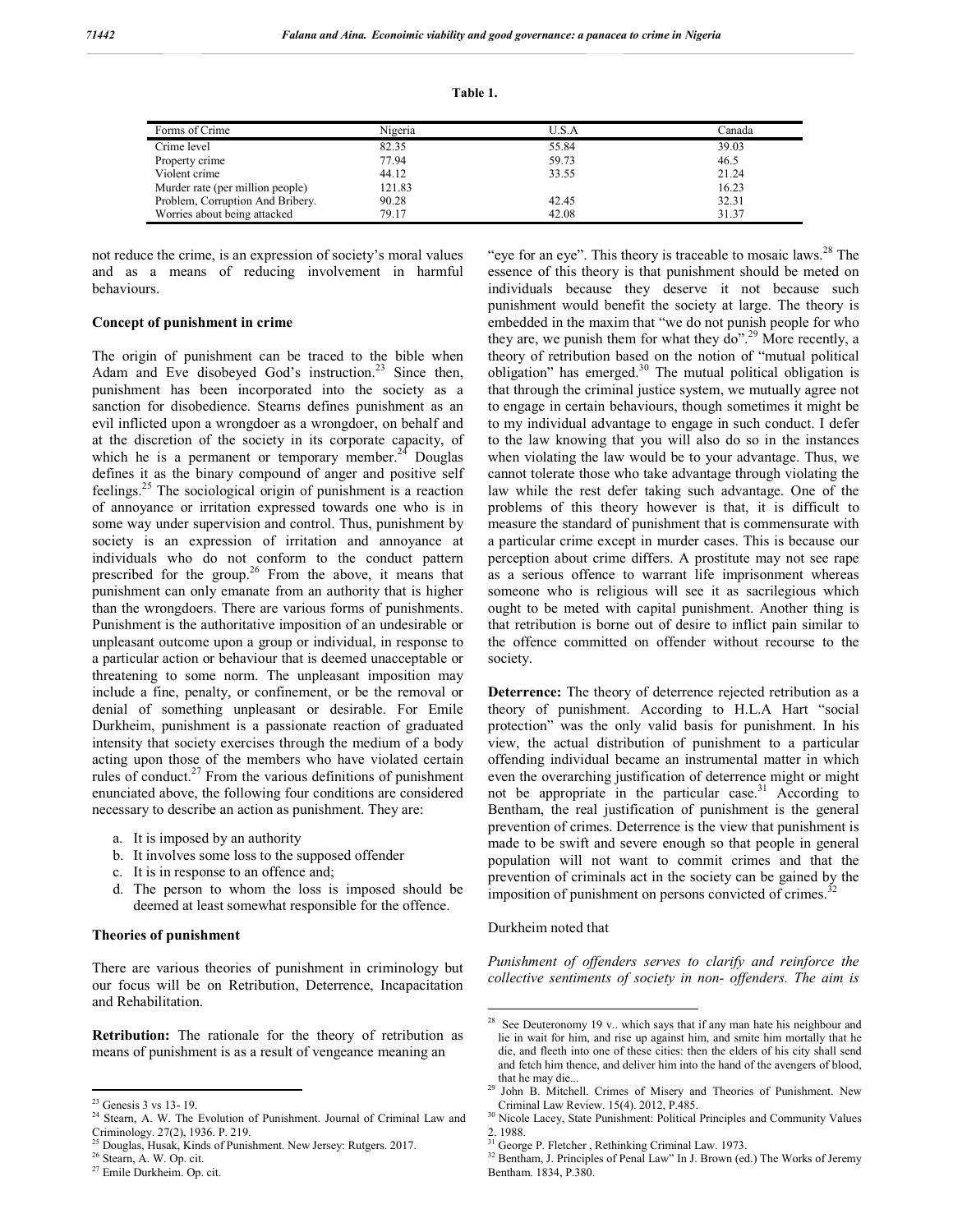**Table 1.**

| Forms of Crime | Nigeria | U.S.A | Canada |
|---|---|---|---|
| Crime level | 82.35 | 55.84 | 39.03 |
| Property crime | 77.94 | 59.73 | 46.5 |
| Violent crime | 44.12 | 33.55 | 21.24 |
| Murder rate (per million people) | 121.83 | | 16.23 |
| Problem, Corruption And Bribery. | 90.28 | 42.45 | 32.31 |
| Worries about being attacked | 79.17 | 42.08 | 31.37 |

not reduce the crime, is an expression of society's moral values and as a means of reducing involvement in harmful behaviours.

### Concept of punishment in crime

The origin of punishment can be traced to the bible when Adam and Eve disobeyed God's instruction.[23] Since then, punishment has been incorporated into the society as a sanction for disobedience. Stearns defines punishment as an evil inflicted upon a wrongdoer as a wrongdoer, on behalf and at the discretion of the society in its corporate capacity, of which he is a permanent or temporary member.[24] Douglas defines it as the binary compound of anger and positive self feelings.[25] The sociological origin of punishment is a reaction of annoyance or irritation expressed towards one who is in some way under supervision and control. Thus, punishment by society is an expression of irritation and annoyance at individuals who do not conform to the conduct pattern prescribed for the group.[26] From the above, it means that punishment can only emanate from an authority that is higher than the wrongdoers. There are various forms of punishments. Punishment is the authoritative imposition of an undesirable or unpleasant outcome upon a group or individual, in response to a particular action or behaviour that is deemed unacceptable or threatening to some norm. The unpleasant imposition may include a fine, penalty, or confinement, or be the removal or denial of something unpleasant or desirable. For Emile Durkheim, punishment is a passionate reaction of graduated intensity that society exercises through the medium of a body acting upon those of the members who have violated certain rules of conduct.[27] From the various definitions of punishment enunciated above, the following four conditions are considered necessary to describe an action as punishment. They are:

a. It is imposed by an authority
b. It involves some loss to the supposed offender
c. It is in response to an offence and;
d. The person to whom the loss is imposed should be deemed at least somewhat responsible for the offence.

### Theories of punishment

There are various theories of punishment in criminology but our focus will be on Retribution, Deterrence, Incapacitation and Rehabilitation.

**Retribution:** The rationale for the theory of retribution as means of punishment is as a result of vengeance meaning an "eye for an eye". This theory is traceable to mosaic laws.[28] The essence of this theory is that punishment should be meted on individuals because they deserve it not because such punishment would benefit the society at large. The theory is embedded in the maxim that "we do not punish people for who they are, we punish them for what they do".[29] More recently, a theory of retribution based on the notion of "mutual political obligation" has emerged.[30] The mutual political obligation is that through the criminal justice system, we mutually agree not to engage in certain behaviours, though sometimes it might be to my individual advantage to engage in such conduct. I defer to the law knowing that you will also do so in the instances when violating the law would be to your advantage. Thus, we cannot tolerate those who take advantage through violating the law while the rest defer taking such advantage. One of the problems of this theory however is that, it is difficult to measure the standard of punishment that is commensurate with a particular crime except in murder cases. This is because our perception about crime differs. A prostitute may not see rape as a serious offence to warrant life imprisonment whereas someone who is religious will see it as sacrilegious which ought to be meted with capital punishment. Another thing is that retribution is borne out of desire to inflict pain similar to the offence committed on offender without recourse to the society.

**Deterrence:** The theory of deterrence rejected retribution as a theory of punishment. According to H.L.A Hart "social protection" was the only valid basis for punishment. In his view, the actual distribution of punishment to a particular offending individual became an instrumental matter in which even the overarching justification of deterrence might or might not be appropriate in the particular case.[31] According to Bentham, the real justification of punishment is the general prevention of crimes. Deterrence is the view that punishment is made to be swift and severe enough so that people in general population will not want to commit crimes and that the prevention of criminals act in the society can be gained by the imposition of punishment on persons convicted of crimes.[32]

Durkheim noted that

*Punishment of offenders serves to clarify and reinforce the collective sentiments of society in non- offenders. The aim is*

---

[23] Genesis 3 vs 13- 19.

[24] Stearn, A. W. The Evolution of Punishment. Journal of Criminal Law and Criminology. 27(2), 1936. P. 219.

[25] Douglas, Husak, Kinds of Punishment. New Jersey: Rutgers. 2017.

[26] Stearn, A. W. Op. cit.

[27] Emile Durkheim. Op. cit.

[28] See Deuteronomy 19 v.. which says that if any man hate his neighbour and lie in wait for him, and rise up against him, and smite him mortally that he die, and fleeth into one of these cities: then the elders of his city shall send and fetch him thence, and deliver him into the hand of the avengers of blood, that he may die...

[29] John B. Mitchell. Crimes of Misery and Theories of Punishment. New Criminal Law Review. 15(4). 2012, P.485.

[30] Nicole Lacey, State Punishment: Political Principles and Community Values 2. 1988.

[31] George P. Fletcher , Rethinking Criminal Law. 1973.

[32] Bentham, J. Principles of Penal Law" In J. Brown (ed.) The Works of Jeremy Bentham. 1834, P.380.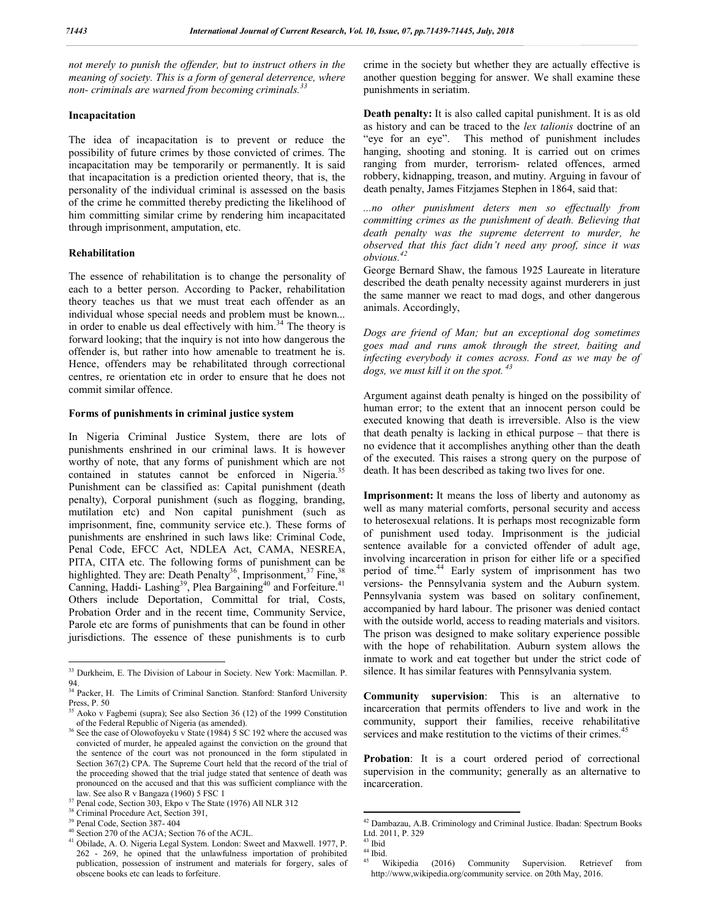*not merely to punish the offender, but to instruct others in the meaning of society. This is a form of general deterrence, where non- criminals are warned from becoming criminals.*[33]

### Incapacitation

The idea of incapacitation is to prevent or reduce the possibility of future crimes by those convicted of crimes. The incapacitation may be temporarily or permanently. It is said that incapacitation is a prediction oriented theory, that is, the personality of the individual criminal is assessed on the basis of the crime he committed thereby predicting the likelihood of him committing similar crime by rendering him incapacitated through imprisonment, amputation, etc.

### Rehabilitation

The essence of rehabilitation is to change the personality of each to a better person. According to Packer, rehabilitation theory teaches us that we must treat each offender as an individual whose special needs and problem must be known... in order to enable us deal effectively with him.[34] The theory is forward looking; that the inquiry is not into how dangerous the offender is, but rather into how amenable to treatment he is. Hence, offenders may be rehabilitated through correctional centres, re orientation etc in order to ensure that he does not commit similar offence.

### Forms of punishments in criminal justice system

In Nigeria Criminal Justice System, there are lots of punishments enshrined in our criminal laws. It is however worthy of note, that any forms of punishment which are not contained in statutes cannot be enforced in Nigeria.[35] Punishment can be classified as: Capital punishment (death penalty), Corporal punishment (such as flogging, branding, mutilation etc) and Non capital punishment (such as imprisonment, fine, community service etc.). These forms of punishments are enshrined in such laws like: Criminal Code, Penal Code, EFCC Act, NDLEA Act, CAMA, NESREA, PITA, CITA etc. The following forms of punishment can be highlighted. They are: Death Penalty[36], Imprisonment,[37] Fine,[38] Canning, Haddi- Lashing[39], Plea Bargaining[40] and Forfeiture.[41] Others include Deportation, Committal for trial, Costs, Probation Order and in the recent time, Community Service, Parole etc are forms of punishments that can be found in other jurisdictions. The essence of these punishments is to curb crime in the society but whether they are actually effective is another question begging for answer. We shall examine these punishments in seriatim.

**Death penalty:** It is also called capital punishment. It is as old as history and can be traced to the *lex talionis* doctrine of an "eye for an eye". This method of punishment includes hanging, shooting and stoning. It is carried out on crimes ranging from murder, terrorism- related offences, armed robbery, kidnapping, treason, and mutiny. Arguing in favour of death penalty, James Fitzjames Stephen in 1864, said that:

*...no other punishment deters men so effectually from committing crimes as the punishment of death. Believing that death penalty was the supreme deterrent to murder, he observed that this fact didn't need any proof, since it was obvious.*[42]

George Bernard Shaw, the famous 1925 Laureate in literature described the death penalty necessity against murderers in just the same manner we react to mad dogs, and other dangerous animals. Accordingly,

*Dogs are friend of Man; but an exceptional dog sometimes goes mad and runs amok through the street, baiting and infecting everybody it comes across. Fond as we may be of dogs, we must kill it on the spot.*[43]

Argument against death penalty is hinged on the possibility of human error; to the extent that an innocent person could be executed knowing that death is irreversible. Also is the view that death penalty is lacking in ethical purpose – that there is no evidence that it accomplishes anything other than the death of the executed. This raises a strong query on the purpose of death. It has been described as taking two lives for one.

**Imprisonment:** It means the loss of liberty and autonomy as well as many material comforts, personal security and access to heterosexual relations. It is perhaps most recognizable form of punishment used today. Imprisonment is the judicial sentence available for a convicted offender of adult age, involving incarceration in prison for either life or a specified period of time.[44] Early system of imprisonment has two versions- the Pennsylvania system and the Auburn system. Pennsylvania system was based on solitary confinement, accompanied by hard labour. The prisoner was denied contact with the outside world, access to reading materials and visitors. The prison was designed to make solitary experience possible with the hope of rehabilitation. Auburn system allows the inmate to work and eat together but under the strict code of silence. It has similar features with Pennsylvania system.

**Community supervision**: This is an alternative to incarceration that permits offenders to live and work in the community, support their families, receive rehabilitative services and make restitution to the victims of their crimes.[45]

**Probation**: It is a court ordered period of correctional supervision in the community; generally as an alternative to incarceration.

---

[33] Durkheim, E. The Division of Labour in Society. New York: Macmillan. P. 94.

[34] Packer, H. The Limits of Criminal Sanction. Stanford: Stanford University Press, P. 50

[35] Aoko v Fagbemi (supra); See also Section 36 (12) of the 1999 Constitution of the Federal Republic of Nigeria (as amended).

[36] See the case of Olowofoyeku v State (1984) 5 SC 192 where the accused was convicted of murder, he appealed against the conviction on the ground that the sentence of the court was not pronounced in the form stipulated in Section 367(2) CPA. The Supreme Court held that the record of the trial of the proceeding showed that the trial judge stated that sentence of death was pronounced on the accused and that this was sufficient compliance with the law. See also R v Bangaza (1960) 5 FSC 1

[37] Penal code, Section 303, Ekpo v The State (1976) All NLR 312

[38] Criminal Procedure Act, Section 391,

[39] Penal Code, Section 387- 404

[40] Section 270 of the ACJA; Section 76 of the ACJL.

[41] Obilade, A. O. Nigeria Legal System. London: Sweet and Maxwell. 1977, P. 262 - 269, he opined that the unlawfulness importation of prohibited publication, possession of instrument and materials for forgery, sales of obscene books etc can leads to forfeiture.

[42] Dambazau, A.B. Criminology and Criminal Justice. Ibadan: Spectrum Books Ltd. 2011, P. 329

[43] Ibid

[44] Ibid.

[45] Wikipedia (2016) Community Supervision. Retrievef from http://www,wikipedia.org/community service. on 20th May, 2016.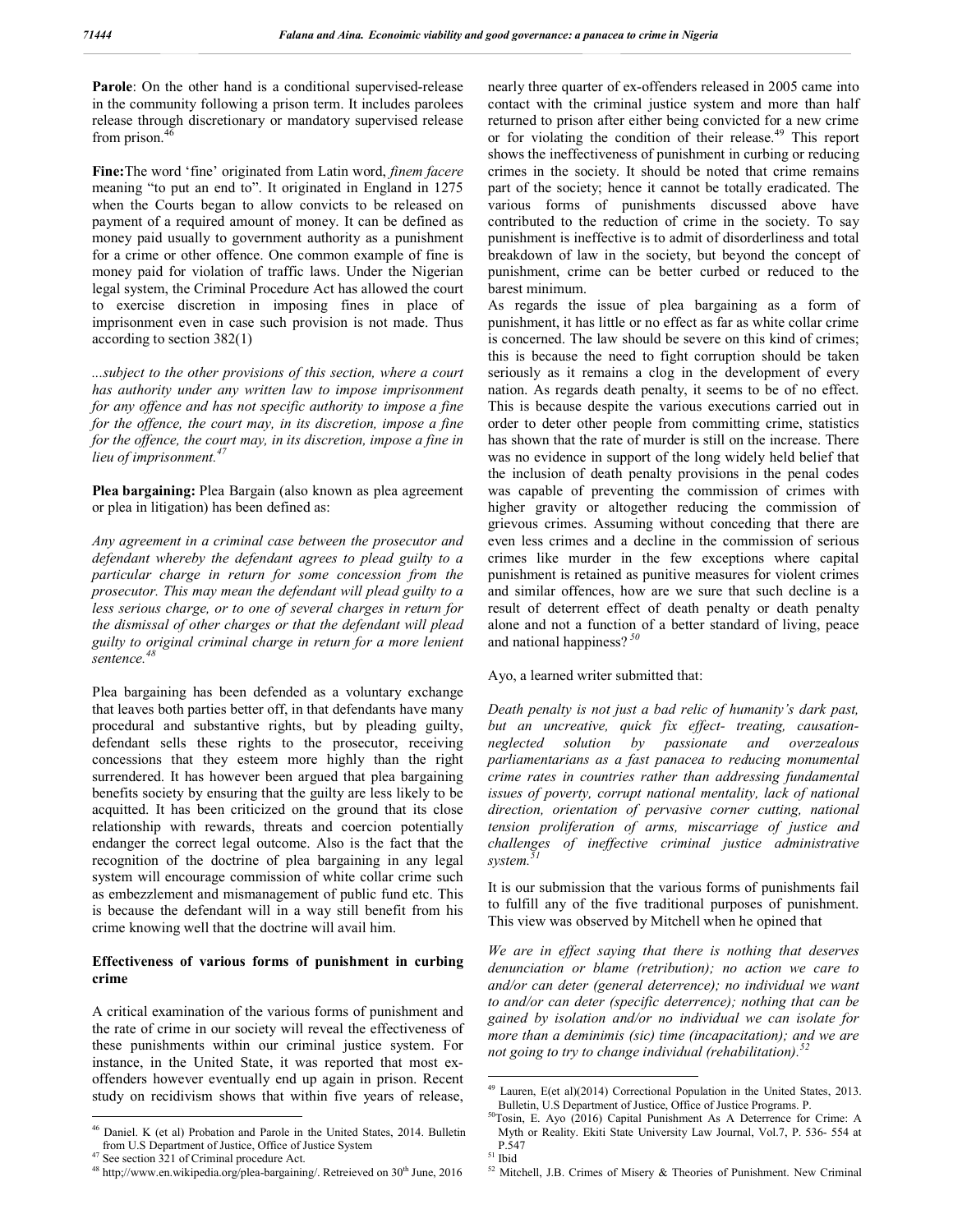**Parole**: On the other hand is a conditional supervised-release in the community following a prison term. It includes parolees release through discretionary or mandatory supervised release from prison.[46]

**Fine:**The word 'fine' originated from Latin word, *finem facere* meaning "to put an end to". It originated in England in 1275 when the Courts began to allow convicts to be released on payment of a required amount of money. It can be defined as money paid usually to government authority as a punishment for a crime or other offence. One common example of fine is money paid for violation of traffic laws. Under the Nigerian legal system, the Criminal Procedure Act has allowed the court to exercise discretion in imposing fines in place of imprisonment even in case such provision is not made. Thus according to section 382(1)

*...subject to the other provisions of this section, where a court has authority under any written law to impose imprisonment for any offence and has not specific authority to impose a fine for the offence, the court may, in its discretion, impose a fine for the offence, the court may, in its discretion, impose a fine in lieu of imprisonment.*[47]

**Plea bargaining:** Plea Bargain (also known as plea agreement or plea in litigation) has been defined as:

*Any agreement in a criminal case between the prosecutor and defendant whereby the defendant agrees to plead guilty to a particular charge in return for some concession from the prosecutor. This may mean the defendant will plead guilty to a less serious charge, or to one of several charges in return for the dismissal of other charges or that the defendant will plead guilty to original criminal charge in return for a more lenient sentence.*[48]

Plea bargaining has been defended as a voluntary exchange that leaves both parties better off, in that defendants have many procedural and substantive rights, but by pleading guilty, defendant sells these rights to the prosecutor, receiving concessions that they esteem more highly than the right surrendered. It has however been argued that plea bargaining benefits society by ensuring that the guilty are less likely to be acquitted. It has been criticized on the ground that its close relationship with rewards, threats and coercion potentially endanger the correct legal outcome. Also is the fact that the recognition of the doctrine of plea bargaining in any legal system will encourage commission of white collar crime such as embezzlement and mismanagement of public fund etc. This is because the defendant will in a way still benefit from his crime knowing well that the doctrine will avail him.

### Effectiveness of various forms of punishment in curbing crime

A critical examination of the various forms of punishment and the rate of crime in our society will reveal the effectiveness of these punishments within our criminal justice system. For instance, in the United State, it was reported that most ex-offenders however eventually end up again in prison. Recent study on recidivism shows that within five years of release, nearly three quarter of ex-offenders released in 2005 came into contact with the criminal justice system and more than half returned to prison after either being convicted for a new crime or for violating the condition of their release.[49] This report shows the ineffectiveness of punishment in curbing or reducing crimes in the society. It should be noted that crime remains part of the society; hence it cannot be totally eradicated. The various forms of punishments discussed above have contributed to the reduction of crime in the society. To say punishment is ineffective is to admit of disorderliness and total breakdown of law in the society, but beyond the concept of punishment, crime can be better curbed or reduced to the barest minimum.

As regards the issue of plea bargaining as a form of punishment, it has little or no effect as far as white collar crime is concerned. The law should be severe on this kind of crimes; this is because the need to fight corruption should be taken seriously as it remains a clog in the development of every nation. As regards death penalty, it seems to be of no effect. This is because despite the various executions carried out in order to deter other people from committing crime, statistics has shown that the rate of murder is still on the increase. There was no evidence in support of the long widely held belief that the inclusion of death penalty provisions in the penal codes was capable of preventing the commission of crimes with higher gravity or altogether reducing the commission of grievous crimes. Assuming without conceding that there are even less crimes and a decline in the commission of serious crimes like murder in the few exceptions where capital punishment is retained as punitive measures for violent crimes and similar offences, how are we sure that such decline is a result of deterrent effect of death penalty or death penalty alone and not a function of a better standard of living, peace and national happiness? [50]

Ayo, a learned writer submitted that:

*Death penalty is not just a bad relic of humanity's dark past, but an uncreative, quick fix effect- treating, causation-neglected solution by passionate and overzealous parliamentarians as a fast panacea to reducing monumental crime rates in countries rather than addressing fundamental issues of poverty, corrupt national mentality, lack of national direction, orientation of pervasive corner cutting, national tension proliferation of arms, miscarriage of justice and challenges of ineffective criminal justice administrative system.*[51]

It is our submission that the various forms of punishments fail to fulfill any of the five traditional purposes of punishment. This view was observed by Mitchell when he opined that

*We are in effect saying that there is nothing that deserves denunciation or blame (retribution); no action we care to and/or can deter (general deterrence); no individual we want to and/or can deter (specific deterrence); nothing that can be gained by isolation and/or no individual we can isolate for more than a deminimis (sic) time (incapacitation); and we are not going to try to change individual (rehabilitation).*[52]

---

[46] Daniel. K (et al) Probation and Parole in the United States, 2014. Bulletin from U.S Department of Justice, Office of Justice System

[47] See section 321 of Criminal procedure Act.

[48] http;//www.en.wikipedia.org/plea-bargaining/. Retreieved on 30th June, 2016

[49] Lauren, E(et al)(2014) Correctional Population in the United States, 2013. Bulletin, U.S Department of Justice, Office of Justice Programs. P.

[50] Tosin, E. Ayo (2016) Capital Punishment As A Deterrence for Crime: A Myth or Reality. Ekiti State University Law Journal, Vol.7, P. 536- 554 at P.547

[51] Ibid

[52] Mitchell, J.B. Crimes of Misery & Theories of Punishment. New Criminal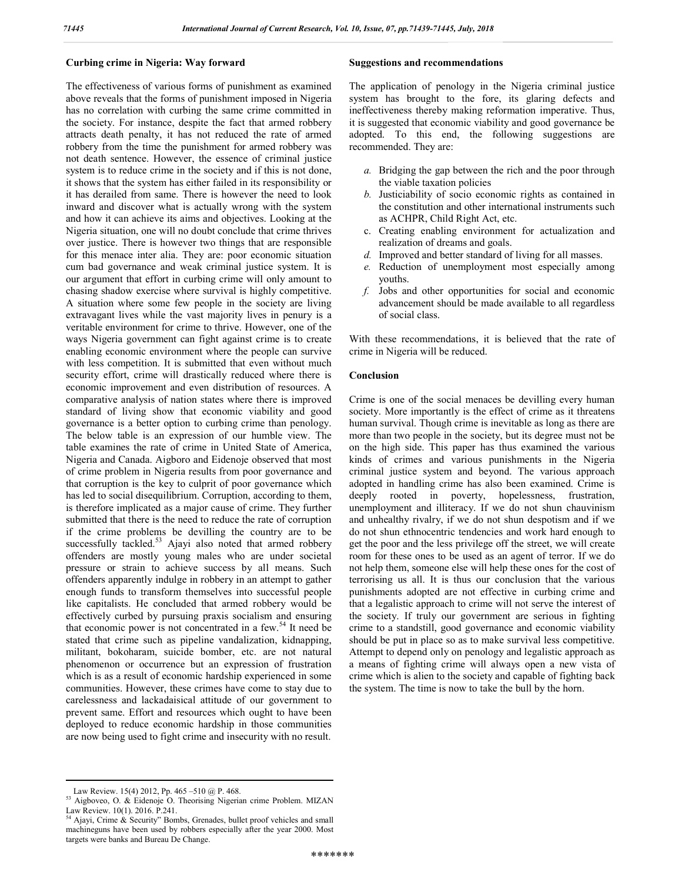### Curbing crime in Nigeria: Way forward

The effectiveness of various forms of punishment as examined above reveals that the forms of punishment imposed in Nigeria has no correlation with curbing the same crime committed in the society. For instance, despite the fact that armed robbery attracts death penalty, it has not reduced the rate of armed robbery from the time the punishment for armed robbery was not death sentence. However, the essence of criminal justice system is to reduce crime in the society and if this is not done, it shows that the system has either failed in its responsibility or it has derailed from same. There is however the need to look inward and discover what is actually wrong with the system and how it can achieve its aims and objectives. Looking at the Nigeria situation, one will no doubt conclude that crime thrives over justice. There is however two things that are responsible for this menace inter alia. They are: poor economic situation cum bad governance and weak criminal justice system. It is our argument that effort in curbing crime will only amount to chasing shadow exercise where survival is highly competitive. A situation where some few people in the society are living extravagant lives while the vast majority lives in penury is a veritable environment for crime to thrive. However, one of the ways Nigeria government can fight against crime is to create enabling economic environment where the people can survive with less competition. It is submitted that even without much security effort, crime will drastically reduced where there is economic improvement and even distribution of resources. A comparative analysis of nation states where there is improved standard of living show that economic viability and good governance is a better option to curbing crime than penology. The below table is an expression of our humble view. The table examines the rate of crime in United State of America, Nigeria and Canada. Aigboro and Eidenoje observed that most of crime problem in Nigeria results from poor governance and that corruption is the key to culprit of poor governance which has led to social disequilibrium. Corruption, according to them, is therefore implicated as a major cause of crime. They further submitted that there is the need to reduce the rate of corruption if the crime problems be devilling the country are to be successfully tackled.[53] Ajayi also noted that armed robbery offenders are mostly young males who are under societal pressure or strain to achieve success by all means. Such offenders apparently indulge in robbery in an attempt to gather enough funds to transform themselves into successful people like capitalists. He concluded that armed robbery would be effectively curbed by pursuing praxis socialism and ensuring that economic power is not concentrated in a few.[54] It need be stated that crime such as pipeline vandalization, kidnapping, militant, bokoharam, suicide bomber, etc. are not natural phenomenon or occurrence but an expression of frustration which is as a result of economic hardship experienced in some communities. However, these crimes have come to stay due to carelessness and lackadaisical attitude of our government to prevent same. Effort and resources which ought to have been deployed to reduce economic hardship in those communities are now being used to fight crime and insecurity with no result.

### Suggestions and recommendations

The application of penology in the Nigeria criminal justice system has brought to the fore, its glaring defects and ineffectiveness thereby making reformation imperative. Thus, it is suggested that economic viability and good governance be adopted. To this end, the following suggestions are recommended. They are:

*a.* Bridging the gap between the rich and the poor through the viable taxation policies
*b.* Justiciability of socio economic rights as contained in the constitution and other international instruments such as ACHPR, Child Right Act, etc.
c. Creating enabling environment for actualization and realization of dreams and goals.
*d.* Improved and better standard of living for all masses.
*e.* Reduction of unemployment most especially among youths.
*f.* Jobs and other opportunities for social and economic advancement should be made available to all regardless of social class.

With these recommendations, it is believed that the rate of crime in Nigeria will be reduced.

### Conclusion

Crime is one of the social menaces be devilling every human society. More importantly is the effect of crime as it threatens human survival. Though crime is inevitable as long as there are more than two people in the society, but its degree must not be on the high side. This paper has thus examined the various kinds of crimes and various punishments in the Nigeria criminal justice system and beyond. The various approach adopted in handling crime has also been examined. Crime is deeply rooted in poverty, hopelessness, frustration, unemployment and illiteracy. If we do not shun chauvinism and unhealthy rivalry, if we do not shun despotism and if we do not shun ethnocentric tendencies and work hard enough to get the poor and the less privilege off the street, we will create room for these ones to be used as an agent of terror. If we do not help them, someone else will help these ones for the cost of terrorising us all. It is thus our conclusion that the various punishments adopted are not effective in curbing crime and that a legalistic approach to crime will not serve the interest of the society. If truly our government are serious in fighting crime to a standstill, good governance and economic viability should be put in place so as to make survival less competitive. Attempt to depend only on penology and legalistic approach as a means of fighting crime will always open a new vista of crime which is alien to the society and capable of fighting back the system. The time is now to take the bull by the horn.

---

Law Review. 15(4) 2012, Pp. 465 –510 @ P. 468.

[53] Aigboveo, O. & Eidenoje O. Theorising Nigerian crime Problem. MIZAN Law Review. 10(1). 2016. P.241.

[54] Ajayi, Crime & Security" Bombs, Grenades, bullet proof vehicles and small machineguns have been used by robbers especially after the year 2000. Most targets were banks and Bureau De Change.

\*\*\*\*\*\*\*